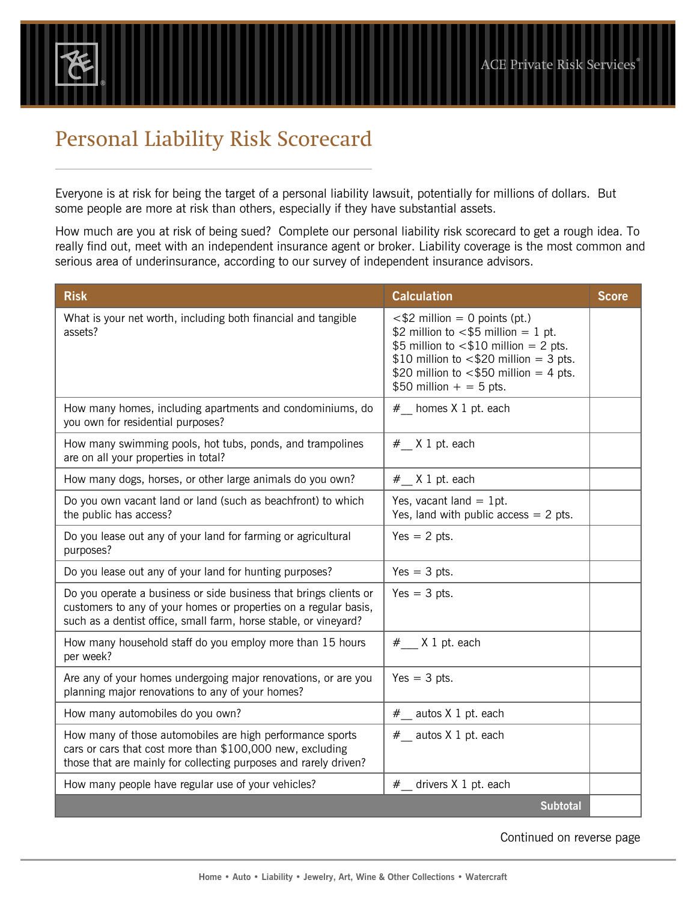ACE Private Risk Services®

# Personal Liability Risk Scorecard

Everyone is at risk for being the target of a personal liability lawsuit, potentially for millions of dollars. But some people are more at risk than others, especially if they have substantial assets.

How much are you at risk of being sued? Complete our personal liability risk scorecard to get a rough idea. To really find out, meet with an independent insurance agent or broker. Liability coverage is the most common and serious area of underinsurance, according to our survey of independent insurance advisors.

| Risk | Calculation | Score |
|---|---|---|
| What is your net worth, including both financial and tangible assets? | <$2 million = 0 points (pt.)<br>$2 million to <$5 million = 1 pt.<br>$5 million to <$10 million = 2 pts.<br>$10 million to <$20 million = 3 pts.<br>$20 million to <$50 million = 4 pts.<br>$50 million + = 5 pts. | |
| How many homes, including apartments and condominiums, do you own for residential purposes? | #__ homes X 1 pt. each | |
| How many swimming pools, hot tubs, ponds, and trampolines are on all your properties in total? | #__ X 1 pt. each | |
| How many dogs, horses, or other large animals do you own? | #__ X 1 pt. each | |
| Do you own vacant land or land (such as beachfront) to which the public has access? | Yes, vacant land = 1pt.<br>Yes, land with public access = 2 pts. | |
| Do you lease out any of your land for farming or agricultural purposes? | Yes = 2 pts. | |
| Do you lease out any of your land for hunting purposes? | Yes = 3 pts. | |
| Do you operate a business or side business that brings clients or customers to any of your homes or properties on a regular basis, such as a dentist office, small farm, horse stable, or vineyard? | Yes = 3 pts. | |
| How many household staff do you employ more than 15 hours per week? | #___ X 1 pt. each | |
| Are any of your homes undergoing major renovations, or are you planning major renovations to any of your homes? | Yes = 3 pts. | |
| How many automobiles do you own? | #__ autos X 1 pt. each | |
| How many of those automobiles are high performance sports cars or cars that cost more than $100,000 new, excluding those that are mainly for collecting purposes and rarely driven? | #__ autos X 1 pt. each | |
| How many people have regular use of your vehicles? | #__ drivers X 1 pt. each | |
| | **Subtotal** | |

Continued on reverse page

Home • Auto • Liability • Jewelry, Art, Wine & Other Collections • Watercraft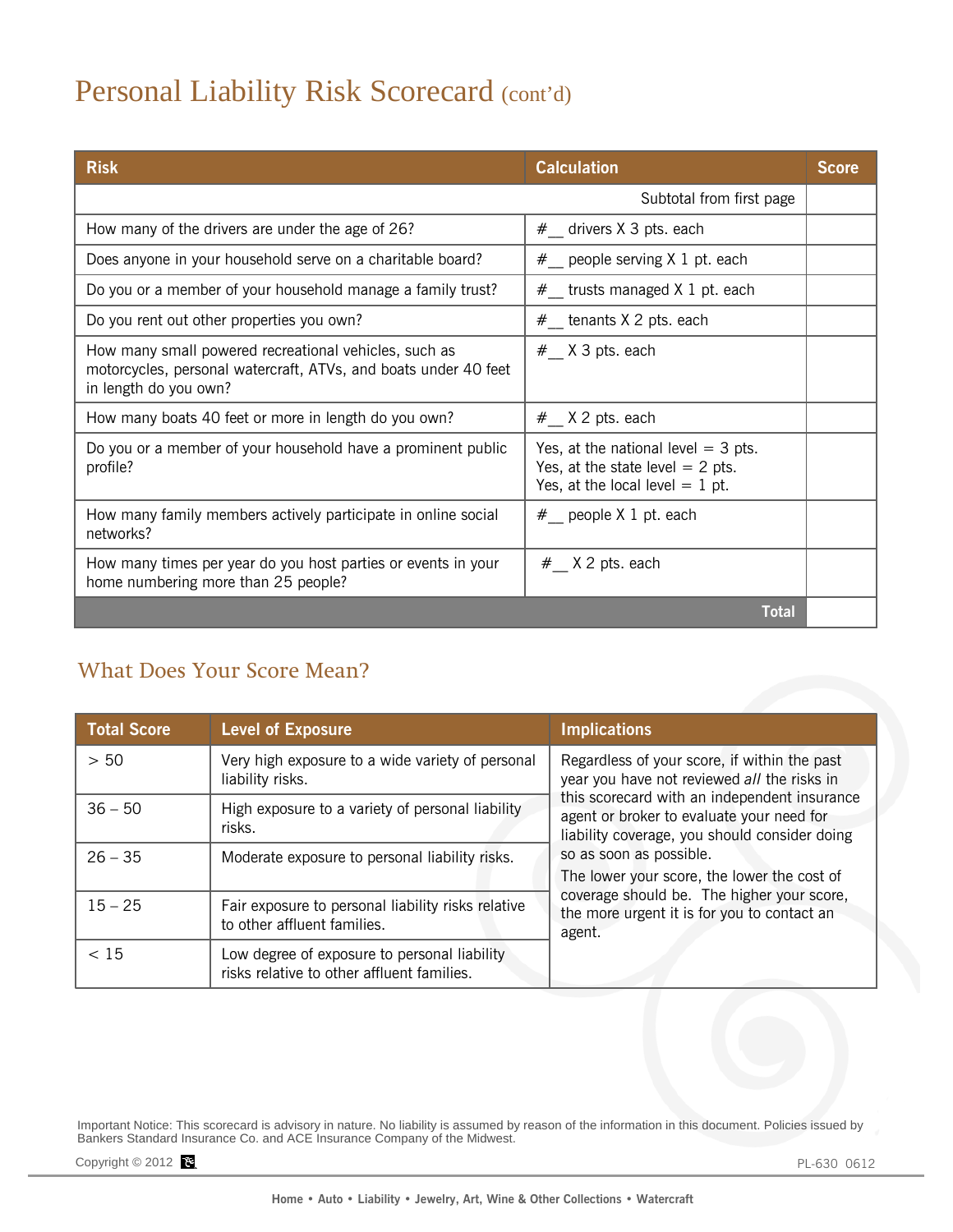# Personal Liability Risk Scorecard (cont'd)

| Risk | Calculation | Score |
|---|---|---|
| | Subtotal from first page | |
| How many of the drivers are under the age of 26? | #__ drivers X 3 pts. each | |
| Does anyone in your household serve on a charitable board? | #__ people serving X 1 pt. each | |
| Do you or a member of your household manage a family trust? | #__ trusts managed X 1 pt. each | |
| Do you rent out other properties you own? | #__ tenants X 2 pts. each | |
| How many small powered recreational vehicles, such as motorcycles, personal watercraft, ATVs, and boats under 40 feet in length do you own? | #__ X 3 pts. each | |
| How many boats 40 feet or more in length do you own? | #__ X 2 pts. each | |
| Do you or a member of your household have a prominent public profile? | Yes, at the national level = 3 pts.<br>Yes, at the state level = 2 pts.<br>Yes, at the local level = 1 pt. | |
| How many family members actively participate in online social networks? | #__ people X 1 pt. each | |
| How many times per year do you host parties or events in your home numbering more than 25 people? | #__ X 2 pts. each | |
| | **Total** | |

## What Does Your Score Mean?

| Total Score | Level of Exposure | Implications |
|---|---|---|
| > 50 | Very high exposure to a wide variety of personal liability risks. | Regardless of your score, if within the past year you have not reviewed *all* the risks in this scorecard with an independent insurance agent or broker to evaluate your need for liability coverage, you should consider doing so as soon as possible.<br>The lower your score, the lower the cost of coverage should be. The higher your score, the more urgent it is for you to contact an agent. |
| 36 – 50 | High exposure to a variety of personal liability risks. | |
| 26 – 35 | Moderate exposure to personal liability risks. | |
| 15 – 25 | Fair exposure to personal liability risks relative to other affluent families. | |
| < 15 | Low degree of exposure to personal liability risks relative to other affluent families. | |

Important Notice: This scorecard is advisory in nature. No liability is assumed by reason of the information in this document. Policies issued by Bankers Standard Insurance Co. and ACE Insurance Company of the Midwest.

Copyright © 2012

PL-630 0612

Home • Auto • Liability • Jewelry, Art, Wine & Other Collections • Watercraft